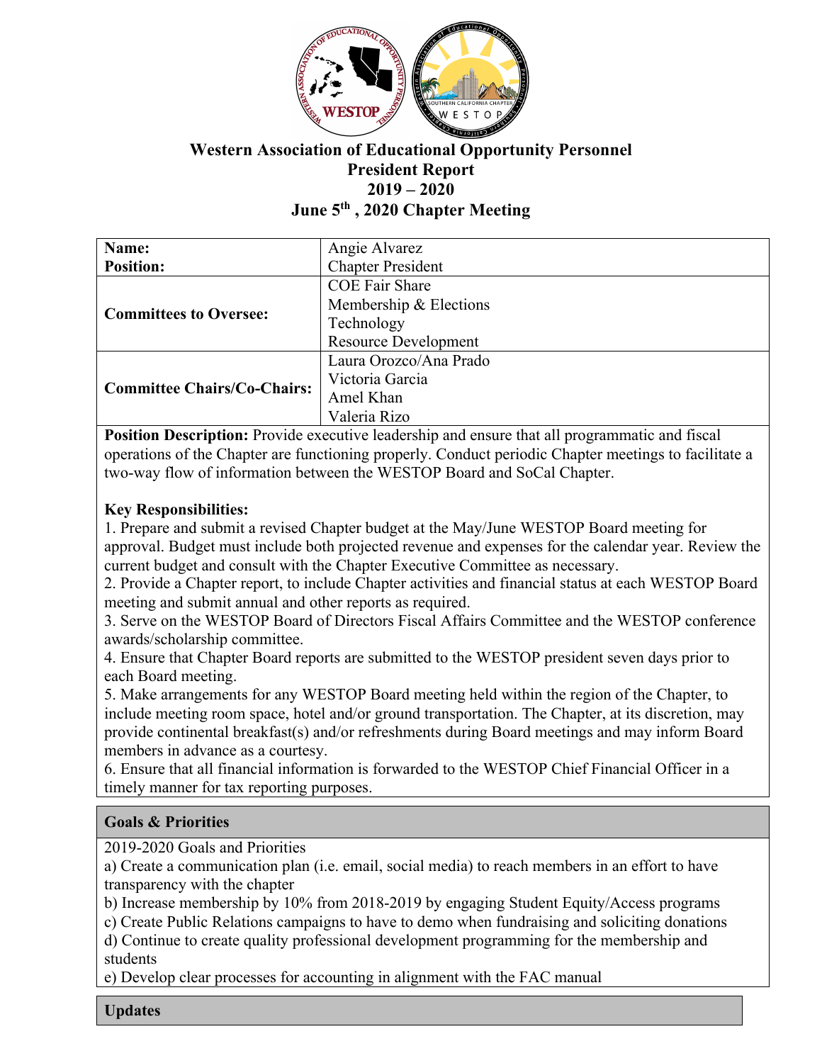# Western Association of Educational Opportunity Personnel
## President Report
## 2019 – 2020
## June 5th , 2020 Chapter Meeting

| | |
|---|---|
| **Name:**<br>**Position:** | Angie Alvarez<br>Chapter President |
| **Committees to Oversee:** | COE Fair Share<br>Membership & Elections<br>Technology<br>Resource Development |
| **Committee Chairs/Co-Chairs:** | Laura Orozco/Ana Prado<br>Victoria Garcia<br>Amel Khan<br>Valeria Rizo |

**Position Description:** Provide executive leadership and ensure that all programmatic and fiscal operations of the Chapter are functioning properly. Conduct periodic Chapter meetings to facilitate a two-way flow of information between the WESTOP Board and SoCal Chapter.

**Key Responsibilities:**

1. Prepare and submit a revised Chapter budget at the May/June WESTOP Board meeting for approval. Budget must include both projected revenue and expenses for the calendar year. Review the current budget and consult with the Chapter Executive Committee as necessary.
2. Provide a Chapter report, to include Chapter activities and financial status at each WESTOP Board meeting and submit annual and other reports as required.
3. Serve on the WESTOP Board of Directors Fiscal Affairs Committee and the WESTOP conference awards/scholarship committee.
4. Ensure that Chapter Board reports are submitted to the WESTOP president seven days prior to each Board meeting.
5. Make arrangements for any WESTOP Board meeting held within the region of the Chapter, to include meeting room space, hotel and/or ground transportation. The Chapter, at its discretion, may provide continental breakfast(s) and/or refreshments during Board meetings and may inform Board members in advance as a courtesy.
6. Ensure that all financial information is forwarded to the WESTOP Chief Financial Officer in a timely manner for tax reporting purposes.

### Goals & Priorities

2019-2020 Goals and Priorities

a) Create a communication plan (i.e. email, social media) to reach members in an effort to have transparency with the chapter

b) Increase membership by 10% from 2018-2019 by engaging Student Equity/Access programs

c) Create Public Relations campaigns to have to demo when fundraising and soliciting donations

d) Continue to create quality professional development programming for the membership and students

e) Develop clear processes for accounting in alignment with the FAC manual

### Updates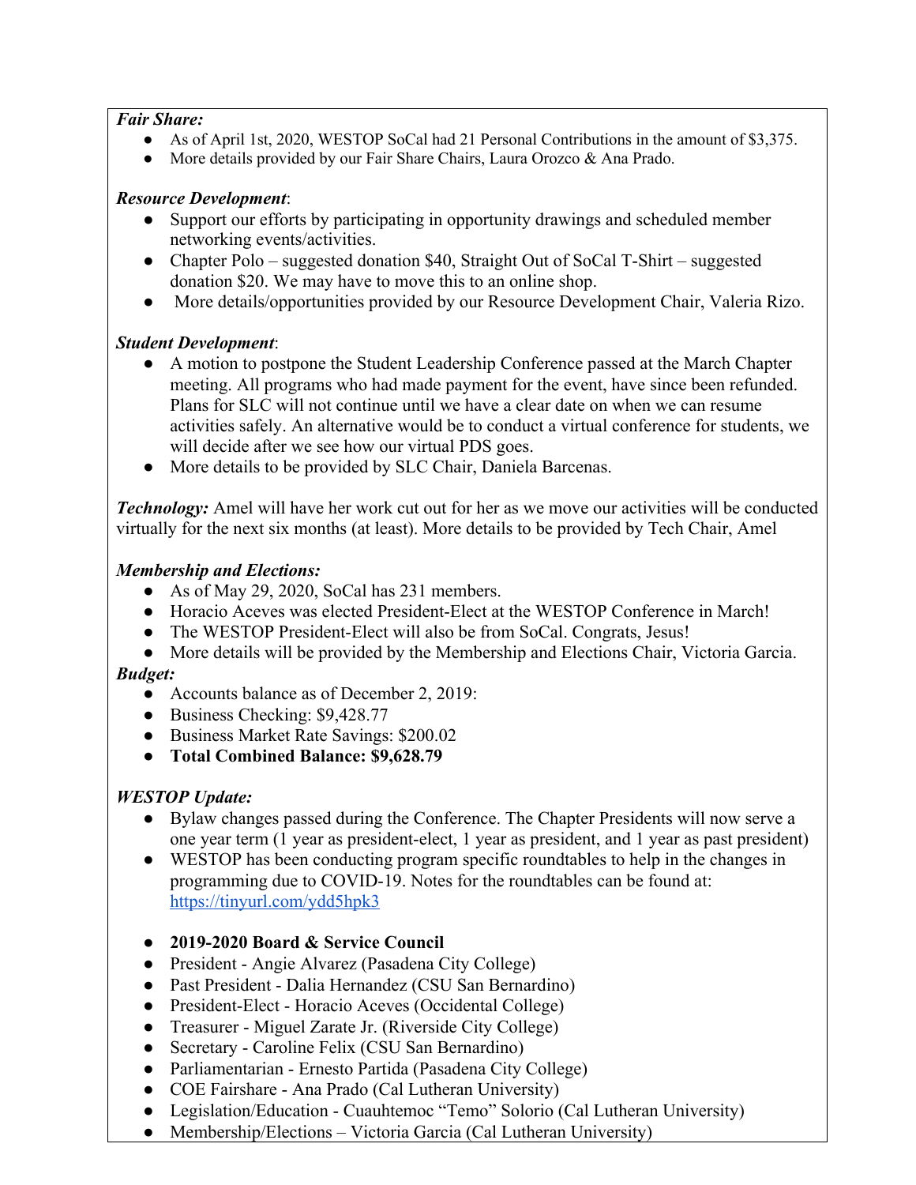***Fair Share:***

- As of April 1st, 2020, WESTOP SoCal had 21 Personal Contributions in the amount of $3,375.
- More details provided by our Fair Share Chairs, Laura Orozco & Ana Prado.

***Resource Development***:

- Support our efforts by participating in opportunity drawings and scheduled member networking events/activities.
- Chapter Polo – suggested donation $40, Straight Out of SoCal T-Shirt – suggested donation $20. We may have to move this to an online shop.
- More details/opportunities provided by our Resource Development Chair, Valeria Rizo.

***Student Development***:

- A motion to postpone the Student Leadership Conference passed at the March Chapter meeting. All programs who had made payment for the event, have since been refunded. Plans for SLC will not continue until we have a clear date on when we can resume activities safely. An alternative would be to conduct a virtual conference for students, we will decide after we see how our virtual PDS goes.
- More details to be provided by SLC Chair, Daniela Barcenas.

***Technology:*** Amel will have her work cut out for her as we move our activities will be conducted virtually for the next six months (at least). More details to be provided by Tech Chair, Amel

***Membership and Elections:***

- As of May 29, 2020, SoCal has 231 members.
- Horacio Aceves was elected President-Elect at the WESTOP Conference in March!
- The WESTOP President-Elect will also be from SoCal. Congrats, Jesus!
- More details will be provided by the Membership and Elections Chair, Victoria Garcia.

***Budget:***

- Accounts balance as of December 2, 2019:
- Business Checking: $9,428.77
- Business Market Rate Savings: $200.02
- **Total Combined Balance: $9,628.79**

***WESTOP Update:***

- Bylaw changes passed during the Conference. The Chapter Presidents will now serve a one year term (1 year as president-elect, 1 year as president, and 1 year as past president)
- WESTOP has been conducting program specific roundtables to help in the changes in programming due to COVID-19. Notes for the roundtables can be found at: https://tinyurl.com/ydd5hpk3

- **2019-2020 Board & Service Council**
- President - Angie Alvarez (Pasadena City College)
- Past President - Dalia Hernandez (CSU San Bernardino)
- President-Elect - Horacio Aceves (Occidental College)
- Treasurer - Miguel Zarate Jr. (Riverside City College)
- Secretary - Caroline Felix (CSU San Bernardino)
- Parliamentarian - Ernesto Partida (Pasadena City College)
- COE Fairshare - Ana Prado (Cal Lutheran University)
- Legislation/Education - Cuauhtemoc "Temo" Solorio (Cal Lutheran University)
- Membership/Elections – Victoria Garcia (Cal Lutheran University)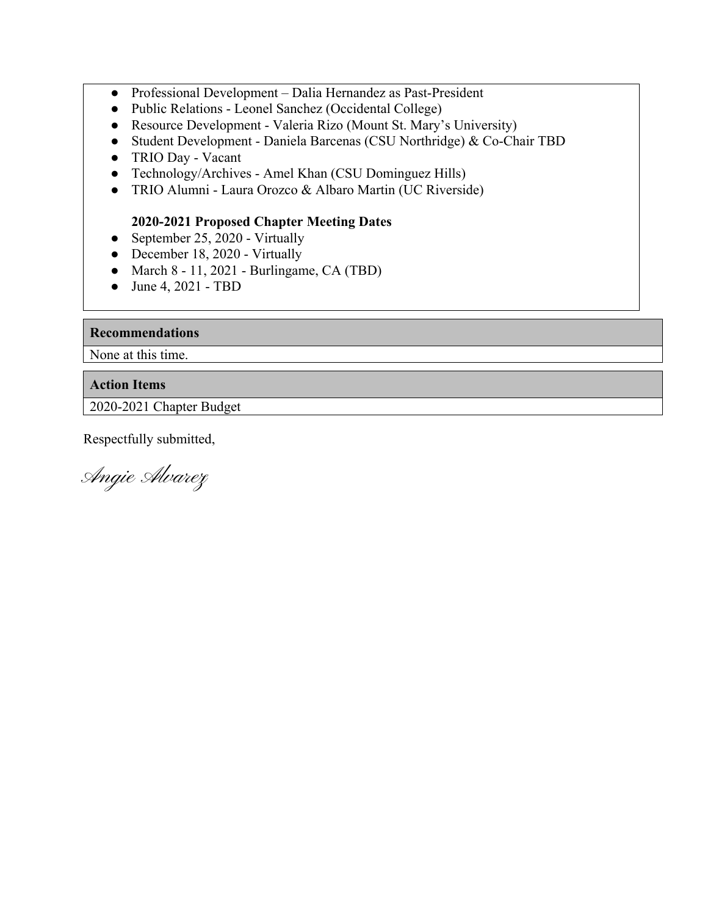- Professional Development – Dalia Hernandez as Past-President
- Public Relations - Leonel Sanchez (Occidental College)
- Resource Development - Valeria Rizo (Mount St. Mary's University)
- Student Development - Daniela Barcenas (CSU Northridge) & Co-Chair TBD
- TRIO Day - Vacant
- Technology/Archives - Amel Khan (CSU Dominguez Hills)
- TRIO Alumni - Laura Orozco & Albaro Martin (UC Riverside)

**2020-2021 Proposed Chapter Meeting Dates**

- September 25, 2020 - Virtually
- December 18, 2020 - Virtually
- March 8 - 11, 2021 - Burlingame, CA (TBD)
- June 4, 2021 - TBD

| **Recommendations** |
| --- |
| None at this time. |

| **Action Items** |
| --- |
| 2020-2021 Chapter Budget |

Respectfully submitted,

*Angie Alvarez*